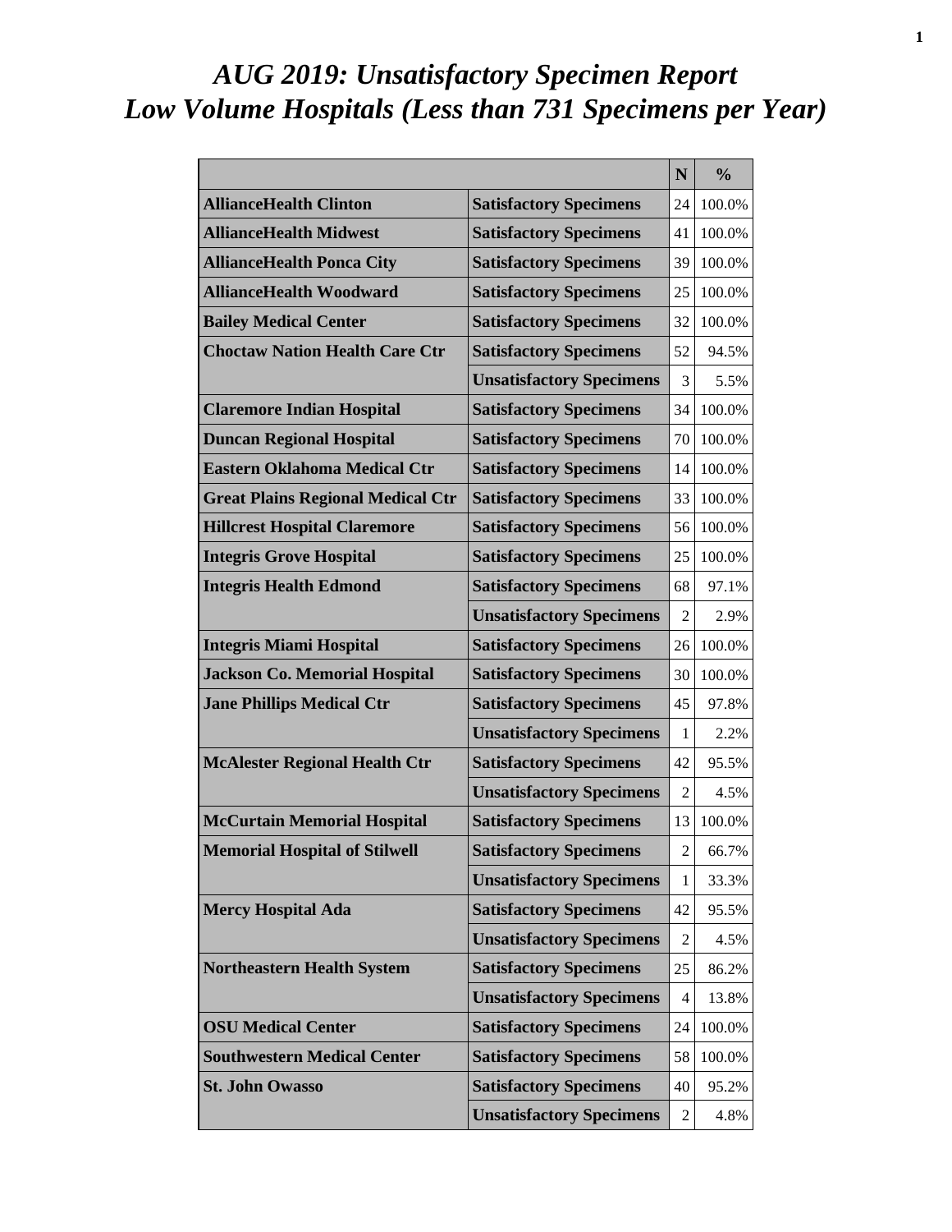# *AUG 2019: Unsatisfactory Specimen Report*
# *Low Volume Hospitals (Less than 731 Specimens per Year)*

| | | N | % |
|---|---|---|---|
| **AllianceHealth Clinton** | **Satisfactory Specimens** | 24 | 100.0% |
| **AllianceHealth Midwest** | **Satisfactory Specimens** | 41 | 100.0% |
| **AllianceHealth Ponca City** | **Satisfactory Specimens** | 39 | 100.0% |
| **AllianceHealth Woodward** | **Satisfactory Specimens** | 25 | 100.0% |
| **Bailey Medical Center** | **Satisfactory Specimens** | 32 | 100.0% |
| **Choctaw Nation Health Care Ctr** | **Satisfactory Specimens** | 52 | 94.5% |
| | **Unsatisfactory Specimens** | 3 | 5.5% |
| **Claremore Indian Hospital** | **Satisfactory Specimens** | 34 | 100.0% |
| **Duncan Regional Hospital** | **Satisfactory Specimens** | 70 | 100.0% |
| **Eastern Oklahoma Medical Ctr** | **Satisfactory Specimens** | 14 | 100.0% |
| **Great Plains Regional Medical Ctr** | **Satisfactory Specimens** | 33 | 100.0% |
| **Hillcrest Hospital Claremore** | **Satisfactory Specimens** | 56 | 100.0% |
| **Integris Grove Hospital** | **Satisfactory Specimens** | 25 | 100.0% |
| **Integris Health Edmond** | **Satisfactory Specimens** | 68 | 97.1% |
| | **Unsatisfactory Specimens** | 2 | 2.9% |
| **Integris Miami Hospital** | **Satisfactory Specimens** | 26 | 100.0% |
| **Jackson Co. Memorial Hospital** | **Satisfactory Specimens** | 30 | 100.0% |
| **Jane Phillips Medical Ctr** | **Satisfactory Specimens** | 45 | 97.8% |
| | **Unsatisfactory Specimens** | 1 | 2.2% |
| **McAlester Regional Health Ctr** | **Satisfactory Specimens** | 42 | 95.5% |
| | **Unsatisfactory Specimens** | 2 | 4.5% |
| **McCurtain Memorial Hospital** | **Satisfactory Specimens** | 13 | 100.0% |
| **Memorial Hospital of Stilwell** | **Satisfactory Specimens** | 2 | 66.7% |
| | **Unsatisfactory Specimens** | 1 | 33.3% |
| **Mercy Hospital Ada** | **Satisfactory Specimens** | 42 | 95.5% |
| | **Unsatisfactory Specimens** | 2 | 4.5% |
| **Northeastern Health System** | **Satisfactory Specimens** | 25 | 86.2% |
| | **Unsatisfactory Specimens** | 4 | 13.8% |
| **OSU Medical Center** | **Satisfactory Specimens** | 24 | 100.0% |
| **Southwestern Medical Center** | **Satisfactory Specimens** | 58 | 100.0% |
| **St. John Owasso** | **Satisfactory Specimens** | 40 | 95.2% |
| | **Unsatisfactory Specimens** | 2 | 4.8% |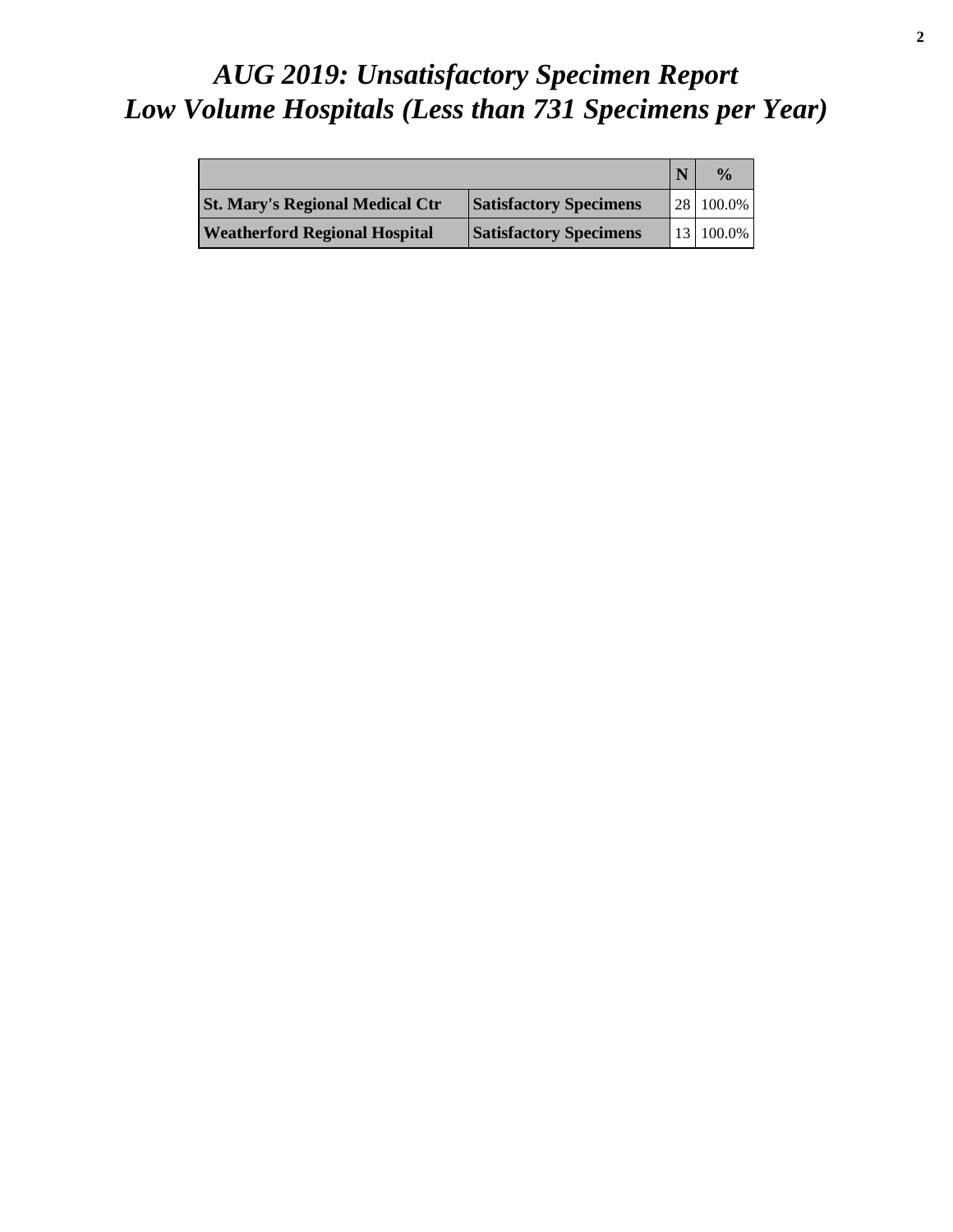# *AUG 2019: Unsatisfactory Specimen Report*
# *Low Volume Hospitals (Less than 731 Specimens per Year)*

| | | N | % |
|---|---|---|---|
| **St. Mary's Regional Medical Ctr** | **Satisfactory Specimens** | 28 | 100.0% |
| **Weatherford Regional Hospital** | **Satisfactory Specimens** | 13 | 100.0% |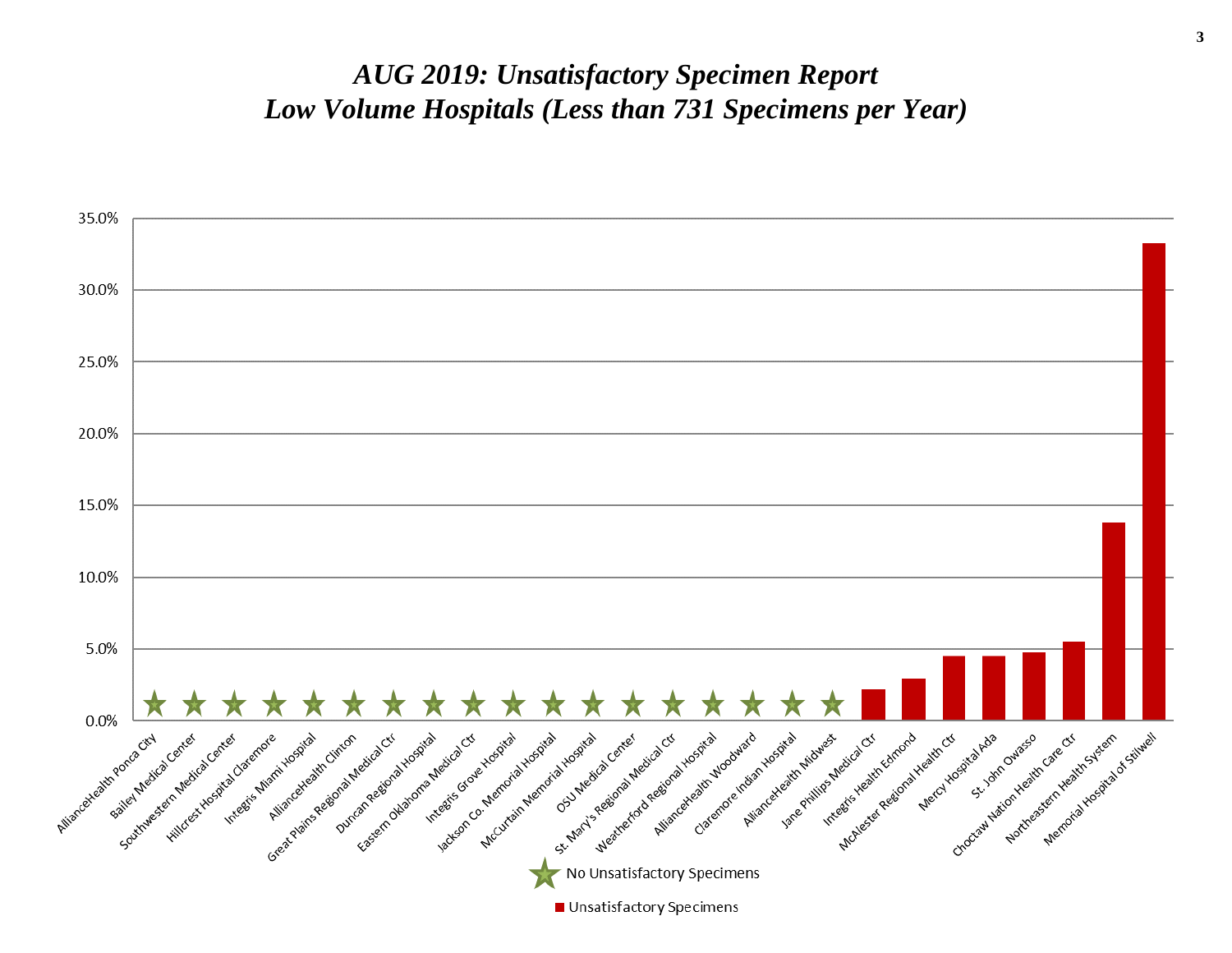# *AUG 2019: Unsatisfactory Specimen Report*
# *Low Volume Hospitals (Less than 731 Specimens per Year)*

35.0%

30.0%

25.0%

20.0%

15.0%

10.0%

5.0%

0.0%

AllianceHealth Ponca City
Bailey Medical Center
Southwestern Medical Center
Hillcrest Hospital Claremore
Integris Miami Hospital
AllianceHealth Clinton
Great Plains Regional Medical Ctr
Duncan Regional Hospital
Eastern Oklahoma Medical Ctr
Integris Grove Hospital
Jackson Co. Memorial Hospital
McCurtain Memorial Hospital
OSU Medical Center
St. Mary's Regional Medical Ctr
Weatherford Regional Hospital
AllianceHealth Woodward
Claremore Indian Hospital
AllianceHealth Midwest
Jane Phillips Medical Ctr
Integris Health Edmond
McAlester Regional Health Ctr
Mercy Hospital Ada
St. John Owasso
Choctaw Nation Health Care Ctr
Northeastern Health System
Memorial Hospital of Stilwell

No Unsatisfactory Specimens

Unsatisfactory Specimens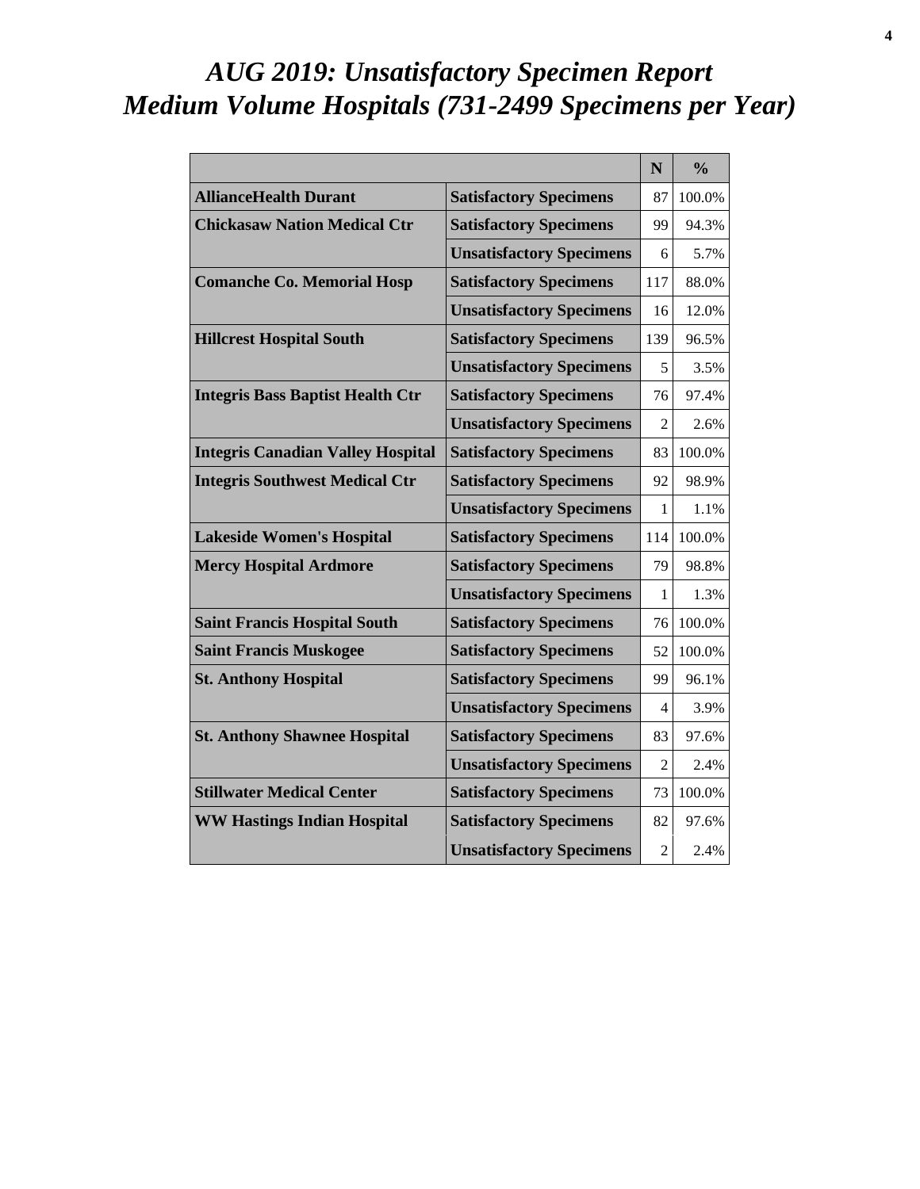# *AUG 2019: Unsatisfactory Specimen Report*
# *Medium Volume Hospitals (731-2499 Specimens per Year)*

| | | N | % |
|---|---|---|---|
| **AllianceHealth Durant** | **Satisfactory Specimens** | 87 | 100.0% |
| **Chickasaw Nation Medical Ctr** | **Satisfactory Specimens** | 99 | 94.3% |
| | **Unsatisfactory Specimens** | 6 | 5.7% |
| **Comanche Co. Memorial Hosp** | **Satisfactory Specimens** | 117 | 88.0% |
| | **Unsatisfactory Specimens** | 16 | 12.0% |
| **Hillcrest Hospital South** | **Satisfactory Specimens** | 139 | 96.5% |
| | **Unsatisfactory Specimens** | 5 | 3.5% |
| **Integris Bass Baptist Health Ctr** | **Satisfactory Specimens** | 76 | 97.4% |
| | **Unsatisfactory Specimens** | 2 | 2.6% |
| **Integris Canadian Valley Hospital** | **Satisfactory Specimens** | 83 | 100.0% |
| **Integris Southwest Medical Ctr** | **Satisfactory Specimens** | 92 | 98.9% |
| | **Unsatisfactory Specimens** | 1 | 1.1% |
| **Lakeside Women's Hospital** | **Satisfactory Specimens** | 114 | 100.0% |
| **Mercy Hospital Ardmore** | **Satisfactory Specimens** | 79 | 98.8% |
| | **Unsatisfactory Specimens** | 1 | 1.3% |
| **Saint Francis Hospital South** | **Satisfactory Specimens** | 76 | 100.0% |
| **Saint Francis Muskogee** | **Satisfactory Specimens** | 52 | 100.0% |
| **St. Anthony Hospital** | **Satisfactory Specimens** | 99 | 96.1% |
| | **Unsatisfactory Specimens** | 4 | 3.9% |
| **St. Anthony Shawnee Hospital** | **Satisfactory Specimens** | 83 | 97.6% |
| | **Unsatisfactory Specimens** | 2 | 2.4% |
| **Stillwater Medical Center** | **Satisfactory Specimens** | 73 | 100.0% |
| **WW Hastings Indian Hospital** | **Satisfactory Specimens** | 82 | 97.6% |
| | **Unsatisfactory Specimens** | 2 | 2.4% |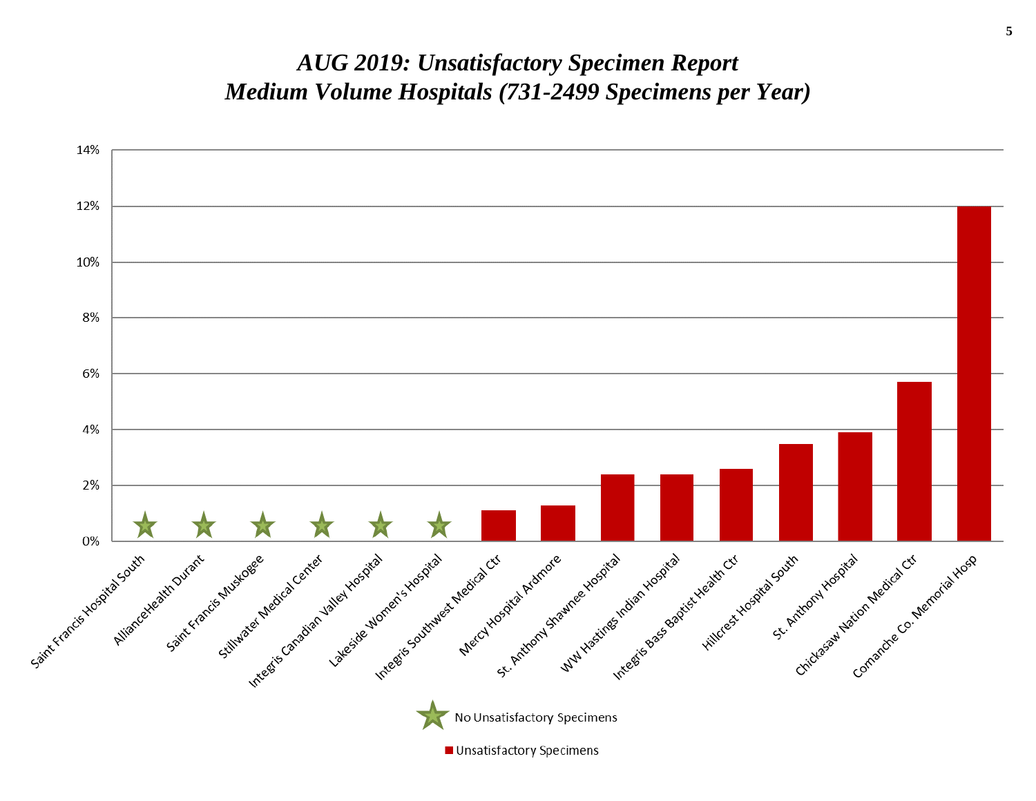# *AUG 2019: Unsatisfactory Specimen Report*
# *Medium Volume Hospitals (731-2499 Specimens per Year)*

| Hospital | Unsatisfactory Specimens |
|---|---|
| Saint Francis Hospital South | No Unsatisfactory Specimens |
| AllianceHealth Durant | No Unsatisfactory Specimens |
| Saint Francis Muskogee | No Unsatisfactory Specimens |
| Stillwater Medical Center | No Unsatisfactory Specimens |
| Integris Canadian Valley Hospital | No Unsatisfactory Specimens |
| Lakeside Women's Hospital | No Unsatisfactory Specimens |
| Integris Southwest Medical Ctr | ~1.1% |
| Mercy Hospital Ardmore | ~1.3% |
| St. Anthony Shawnee Hospital | ~2.4% |
| WW Hastings Indian Hospital | ~2.4% |
| Integris Bass Baptist Health Ctr | ~2.6% |
| Hillcrest Hospital South | ~3.5% |
| St. Anthony Hospital | ~3.9% |
| Chickasaw Nation Medical Ctr | ~5.7% |
| Comanche Co. Memorial Hosp | ~12.0% |

Legend: ★ No Unsatisfactory Specimens; ■ Unsatisfactory Specimens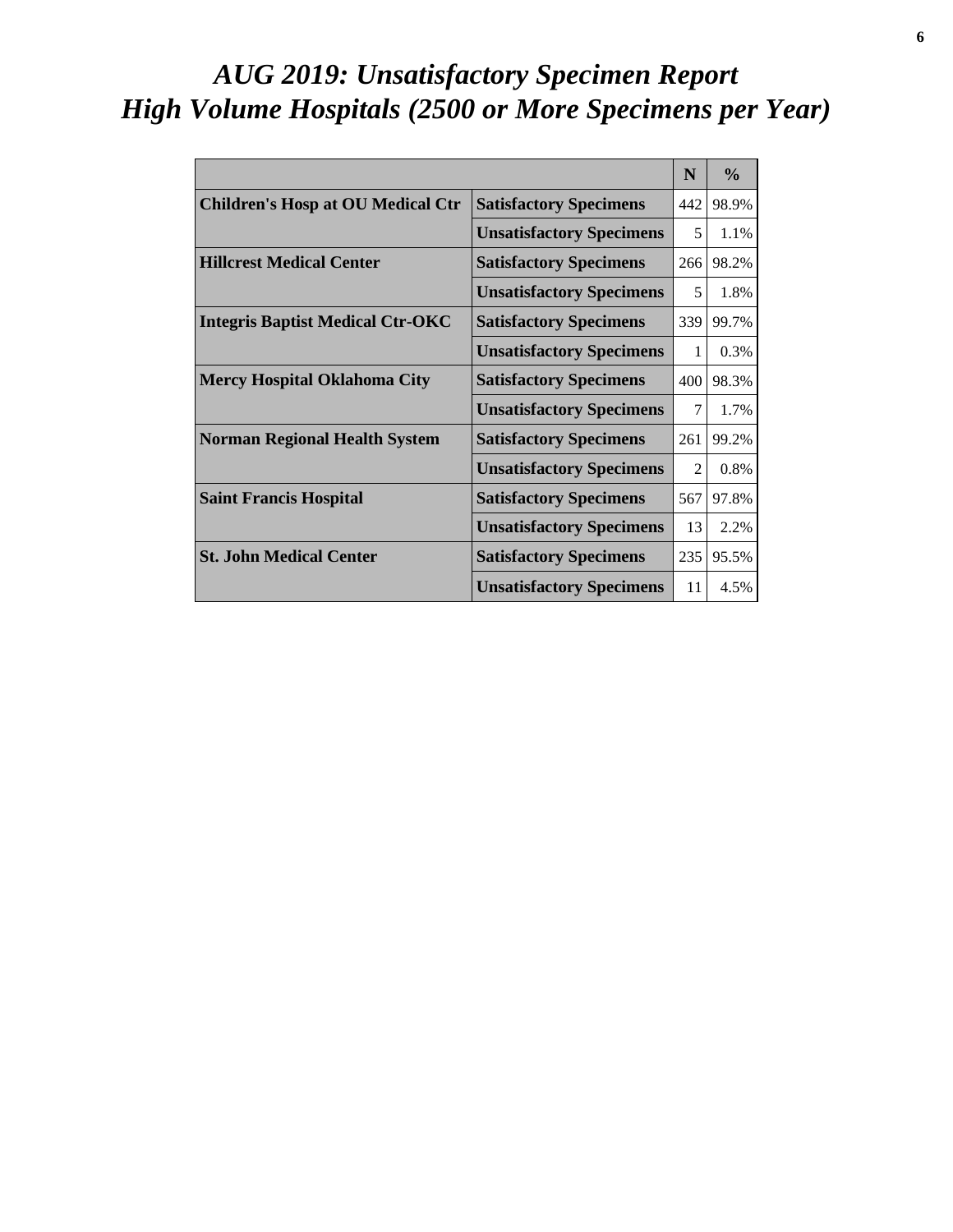# *AUG 2019: Unsatisfactory Specimen Report*
# *High Volume Hospitals (2500 or More Specimens per Year)*

| | | N | % |
|---|---|---|---|
| **Children's Hosp at OU Medical Ctr** | **Satisfactory Specimens** | 442 | 98.9% |
| | **Unsatisfactory Specimens** | 5 | 1.1% |
| **Hillcrest Medical Center** | **Satisfactory Specimens** | 266 | 98.2% |
| | **Unsatisfactory Specimens** | 5 | 1.8% |
| **Integris Baptist Medical Ctr-OKC** | **Satisfactory Specimens** | 339 | 99.7% |
| | **Unsatisfactory Specimens** | 1 | 0.3% |
| **Mercy Hospital Oklahoma City** | **Satisfactory Specimens** | 400 | 98.3% |
| | **Unsatisfactory Specimens** | 7 | 1.7% |
| **Norman Regional Health System** | **Satisfactory Specimens** | 261 | 99.2% |
| | **Unsatisfactory Specimens** | 2 | 0.8% |
| **Saint Francis Hospital** | **Satisfactory Specimens** | 567 | 97.8% |
| | **Unsatisfactory Specimens** | 13 | 2.2% |
| **St. John Medical Center** | **Satisfactory Specimens** | 235 | 95.5% |
| | **Unsatisfactory Specimens** | 11 | 4.5% |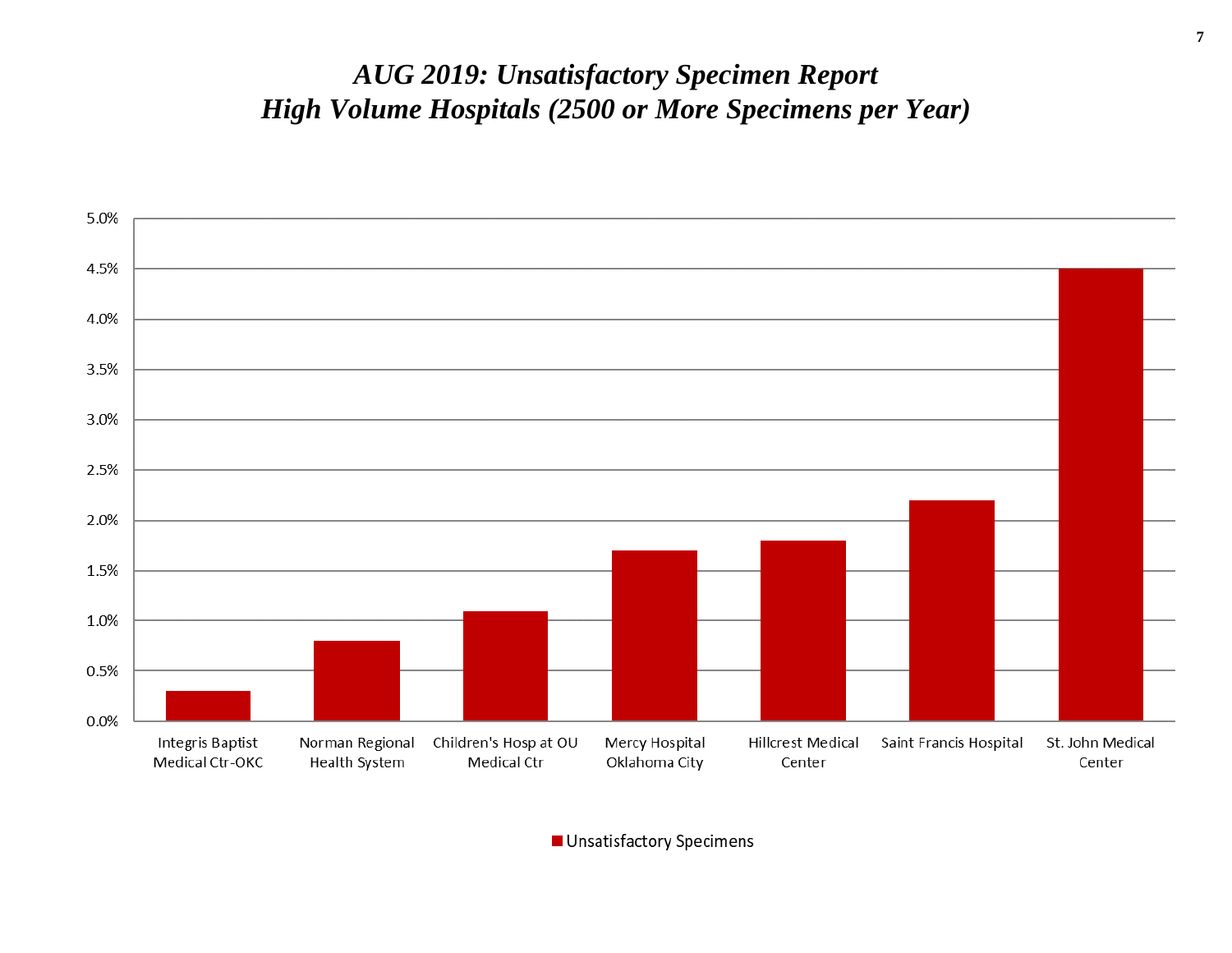# *AUG 2019: Unsatisfactory Specimen Report*
# *High Volume Hospitals (2500 or More Specimens per Year)*

5.0%
4.5%
4.0%
3.5%
3.0%
2.5%
2.0%
1.5%
1.0%
0.5%
0.0%

Integris Baptist Medical Ctr-OKC
Norman Regional Health System
Children's Hosp at OU Medical Ctr
Mercy Hospital Oklahoma City
Hillcrest Medical Center
Saint Francis Hospital
St. John Medical Center

Unsatisfactory Specimens